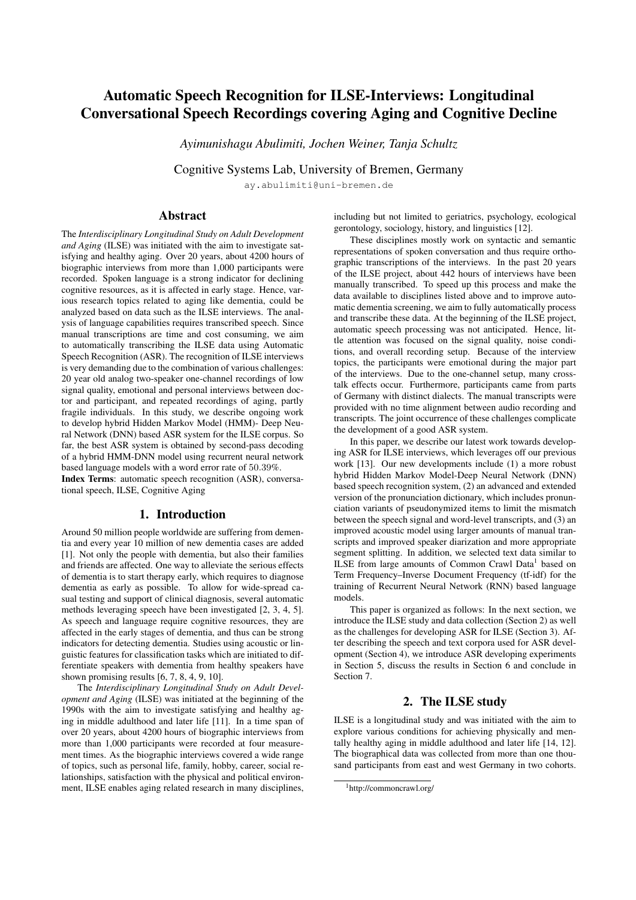# Automatic Speech Recognition for ILSE-Interviews: Longitudinal Conversational Speech Recordings covering Aging and Cognitive Decline

*Ayimunishagu Abulimiti, Jochen Weiner, Tanja Schultz*

Cognitive Systems Lab, University of Bremen, Germany

ay.abulimiti@uni-bremen.de

## Abstract

The *Interdisciplinary Longitudinal Study on Adult Development and Aging* (ILSE) was initiated with the aim to investigate satisfying and healthy aging. Over 20 years, about 4200 hours of biographic interviews from more than 1,000 participants were recorded. Spoken language is a strong indicator for declining cognitive resources, as it is affected in early stage. Hence, various research topics related to aging like dementia, could be analyzed based on data such as the ILSE interviews. The analysis of language capabilities requires transcribed speech. Since manual transcriptions are time and cost consuming, we aim to automatically transcribing the ILSE data using Automatic Speech Recognition (ASR). The recognition of ILSE interviews is very demanding due to the combination of various challenges: 20 year old analog two-speaker one-channel recordings of low signal quality, emotional and personal interviews between doctor and participant, and repeated recordings of aging, partly fragile individuals. In this study, we describe ongoing work to develop hybrid Hidden Markov Model (HMM)- Deep Neural Network (DNN) based ASR system for the ILSE corpus. So far, the best ASR system is obtained by second-pass decoding of a hybrid HMM-DNN model using recurrent neural network based language models with a word error rate of 50.39%.

**Index Terms**: automatic speech recognition (ASR), conversational speech, ILSE, Cognitive Aging

## 1. Introduction

Around 50 million people worldwide are suffering from dementia and every year 10 million of new dementia cases are added [1]. Not only the people with dementia, but also their families and friends are affected. One way to alleviate the serious effects of dementia is to start therapy early, which requires to diagnose dementia as early as possible. To allow for wide-spread casual testing and support of clinical diagnosis, several automatic methods leveraging speech have been investigated [2, 3, 4, 5]. As speech and language require cognitive resources, they are affected in the early stages of dementia, and thus can be strong indicators for detecting dementia. Studies using acoustic or linguistic features for classification tasks which are initiated to differentiate speakers with dementia from healthy speakers have shown promising results [6, 7, 8, 4, 9, 10].

The *Interdisciplinary Longitudinal Study on Adult Development and Aging* (ILSE) was initiated at the beginning of the 1990s with the aim to investigate satisfying and healthy aging in middle adulthood and later life [11]. In a time span of over 20 years, about 4200 hours of biographic interviews from more than 1,000 participants were recorded at four measurement times. As the biographic interviews covered a wide range of topics, such as personal life, family, hobby, career, social relationships, satisfaction with the physical and political environment, ILSE enables aging related research in many disciplines, including but not limited to geriatrics, psychology, ecological gerontology, sociology, history, and linguistics [12].

These disciplines mostly work on syntactic and semantic representations of spoken conversation and thus require orthographic transcriptions of the interviews. In the past 20 years of the ILSE project, about 442 hours of interviews have been manually transcribed. To speed up this process and make the data available to disciplines listed above and to improve automatic dementia screening, we aim to fully automatically process and transcribe these data. At the beginning of the ILSE project, automatic speech processing was not anticipated. Hence, little attention was focused on the signal quality, noise conditions, and overall recording setup. Because of the interview topics, the participants were emotional during the major part of the interviews. Due to the one-channel setup, many cross-talk effects occur. Furthermore, participants came from parts of Germany with distinct dialects. The manual transcripts were provided with no time alignment between audio recording and transcripts. The joint occurrence of these challenges complicate the development of a good ASR system.

In this paper, we describe our latest work towards developing ASR for ILSE interviews, which leverages off our previous work [13]. Our new developments include (1) a more robust hybrid Hidden Markov Model-Deep Neural Network (DNN) based speech recognition system, (2) an advanced and extended version of the pronunciation dictionary, which includes pronunciation variants of pseudonymized items to limit the mismatch between the speech signal and word-level transcripts, and (3) an improved acoustic model using larger amounts of manual transcripts and improved speaker diarization and more appropriate segment splitting. In addition, we selected text data similar to ILSE from large amounts of Common Crawl Data[1] based on Term Frequency–Inverse Document Frequency (tf-idf) for the training of Recurrent Neural Network (RNN) based language models.

This paper is organized as follows: In the next section, we introduce the ILSE study and data collection (Section 2) as well as the challenges for developing ASR for ILSE (Section 3). After describing the speech and text corpora used for ASR development (Section 4), we introduce ASR developing experiments in Section 5, discuss the results in Section 6 and conclude in Section 7.

## 2. The ILSE study

ILSE is a longitudinal study and was initiated with the aim to explore various conditions for achieving physically and mentally healthy aging in middle adulthood and later life [14, 12]. The biographical data was collected from more than one thousand participants from east and west Germany in two cohorts.

[1]http://commoncrawl.org/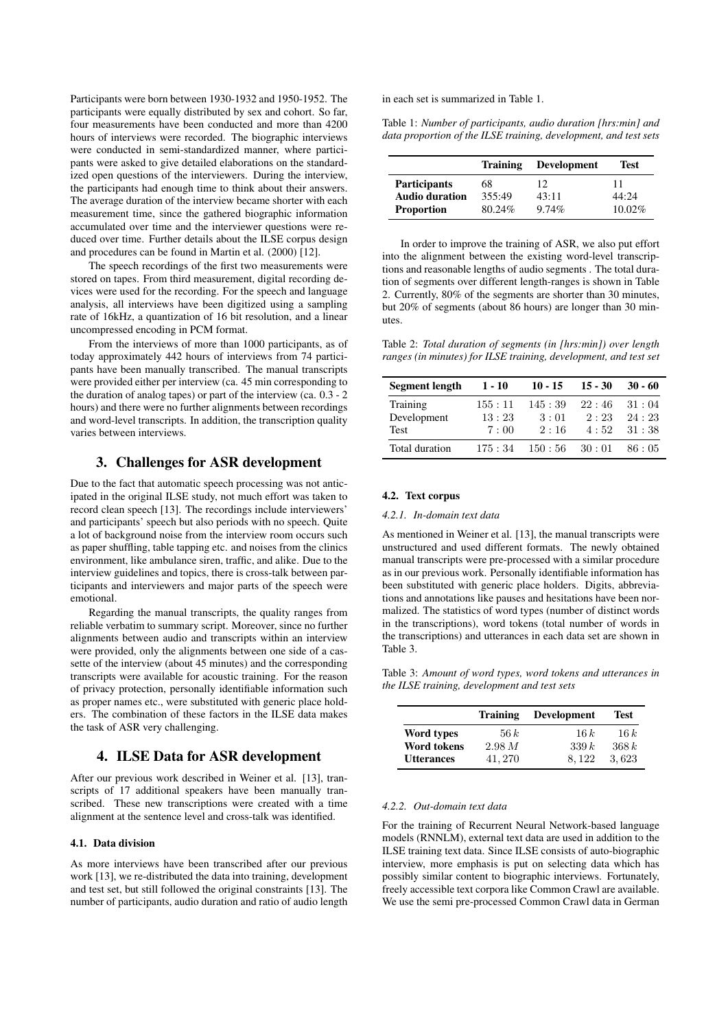Participants were born between 1930-1932 and 1950-1952. The participants were equally distributed by sex and cohort. So far, four measurements have been conducted and more than 4200 hours of interviews were recorded. The biographic interviews were conducted in semi-standardized manner, where participants were asked to give detailed elaborations on the standardized open questions of the interviewers. During the interview, the participants had enough time to think about their answers. The average duration of the interview became shorter with each measurement time, since the gathered biographic information accumulated over time and the interviewer questions were reduced over time. Further details about the ILSE corpus design and procedures can be found in Martin et al. (2000) [12].

The speech recordings of the first two measurements were stored on tapes. From third measurement, digital recording devices were used for the recording. For the speech and language analysis, all interviews have been digitized using a sampling rate of 16kHz, a quantization of 16 bit resolution, and a linear uncompressed encoding in PCM format.

From the interviews of more than 1000 participants, as of today approximately 442 hours of interviews from 74 participants have been manually transcribed. The manual transcripts were provided either per interview (ca. 45 min corresponding to the duration of analog tapes) or part of the interview (ca. 0.3 - 2 hours) and there were no further alignments between recordings and word-level transcripts. In addition, the transcription quality varies between interviews.

## 3. Challenges for ASR development

Due to the fact that automatic speech processing was not anticipated in the original ILSE study, not much effort was taken to record clean speech [13]. The recordings include interviewers' and participants' speech but also periods with no speech. Quite a lot of background noise from the interview room occurs such as paper shuffling, table tapping etc. and noises from the clinics environment, like ambulance siren, traffic, and alike. Due to the interview guidelines and topics, there is cross-talk between participants and interviewers and major parts of the speech were emotional.

Regarding the manual transcripts, the quality ranges from reliable verbatim to summary script. Moreover, since no further alignments between audio and transcripts within an interview were provided, only the alignments between one side of a cassette of the interview (about 45 minutes) and the corresponding transcripts were available for acoustic training. For the reason of privacy protection, personally identifiable information such as proper names etc., were substituted with generic place holders. The combination of these factors in the ILSE data makes the task of ASR very challenging.

## 4. ILSE Data for ASR development

After our previous work described in Weiner et al. [13], transcripts of 17 additional speakers have been manually transcribed. These new transcriptions were created with a time alignment at the sentence level and cross-talk was identified.

### 4.1. Data division

As more interviews have been transcribed after our previous work [13], we re-distributed the data into training, development and test set, but still followed the original constraints [13]. The number of participants, audio duration and ratio of audio length in each set is summarized in Table 1.

Table 1: *Number of participants, audio duration [hrs:min] and data proportion of the ILSE training, development, and test sets*

| | **Training** | **Development** | **Test** |
|---|---|---|---|
| **Participants** | 68 | 12 | 11 |
| **Audio duration** | 355:49 | 43:11 | 44:24 |
| **Proportion** | 80.24% | 9.74% | 10.02% |

In order to improve the training of ASR, we also put effort into the alignment between the existing word-level transcriptions and reasonable lengths of audio segments . The total duration of segments over different length-ranges is shown in Table 2. Currently, 80% of the segments are shorter than 30 minutes, but 20% of segments (about 86 hours) are longer than 30 minutes.

Table 2: *Total duration of segments (in [hrs:min]) over length ranges (in minutes) for ILSE training, development, and test set*

| **Segment length** | **1 - 10** | **10 - 15** | **15 - 30** | **30 - 60** |
|---|---|---|---|---|
| Training | 155 : 11 | 145 : 39 | 22 : 46 | 31 : 04 |
| Development | 13 : 23 | 3 : 01 | 2 : 23 | 24 : 23 |
| Test | 7 : 00 | 2 : 16 | 4 : 52 | 31 : 38 |
| Total duration | 175 : 34 | 150 : 56 | 30 : 01 | 86 : 05 |

### 4.2. Text corpus

#### 4.2.1. In-domain text data

As mentioned in Weiner et al. [13], the manual transcripts were unstructured and used different formats. The newly obtained manual transcripts were pre-processed with a similar procedure as in our previous work. Personally identifiable information has been substituted with generic place holders. Digits, abbreviations and annotations like pauses and hesitations have been normalized. The statistics of word types (number of distinct words in the transcriptions), word tokens (total number of words in the transcriptions) and utterances in each data set are shown in Table 3.

Table 3: *Amount of word types, word tokens and utterances in the ILSE training, development and test sets*

| | **Training** | **Development** | **Test** |
|---|---|---|---|
| **Word types** | $56\,k$ | $16\,k$ | $16\,k$ |
| **Word tokens** | $2.98\,M$ | $339\,k$ | $368\,k$ |
| **Utterances** | $41,270$ | $8,122$ | $3,623$ |

#### 4.2.2. Out-domain text data

For the training of Recurrent Neural Network-based language models (RNNLM), external text data are used in addition to the ILSE training text data. Since ILSE consists of auto-biographic interview, more emphasis is put on selecting data which has possibly similar content to biographic interviews. Fortunately, freely accessible text corpora like Common Crawl are available. We use the semi pre-processed Common Crawl data in German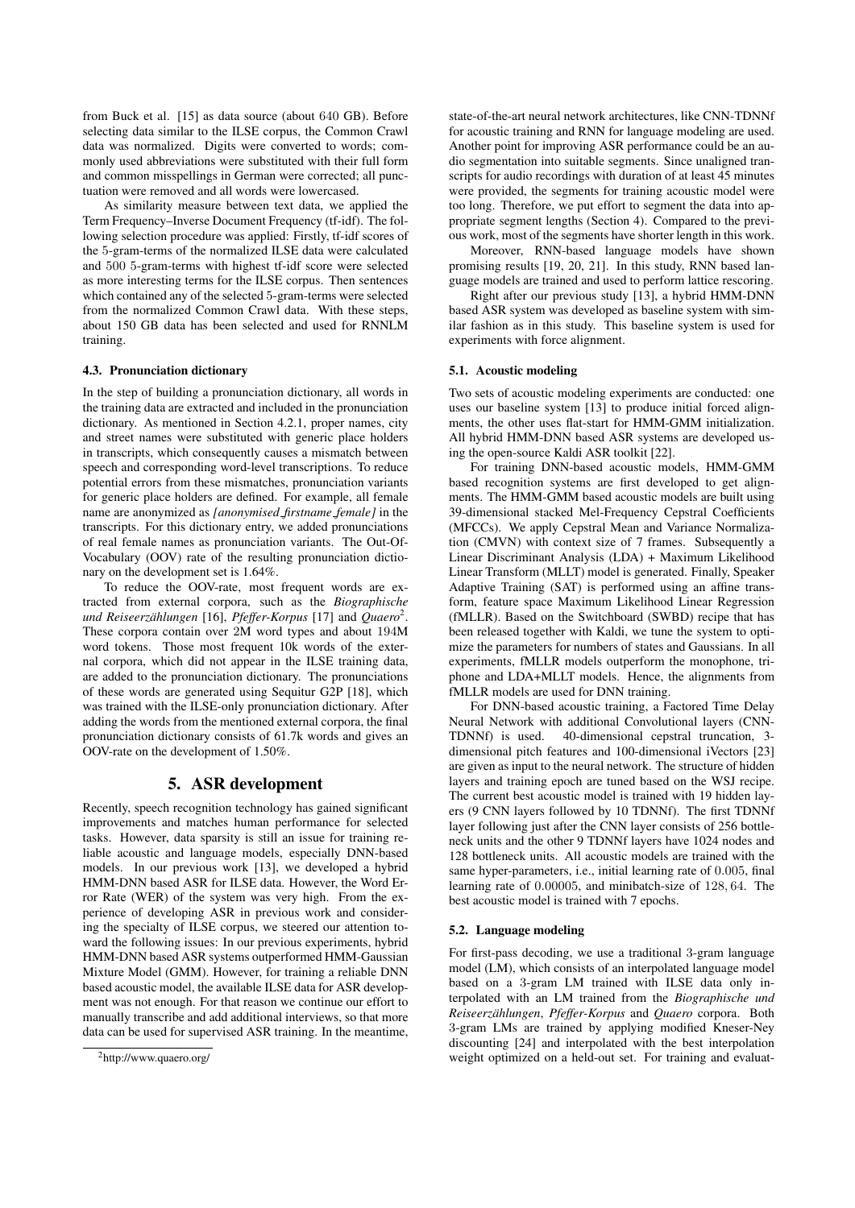from Buck et al. [15] as data source (about 640 GB). Before selecting data similar to the ILSE corpus, the Common Crawl data was normalized. Digits were converted to words; commonly used abbreviations were substituted with their full form and common misspellings in German were corrected; all punctuation were removed and all words were lowercased.

As similarity measure between text data, we applied the Term Frequency–Inverse Document Frequency (tf-idf). The following selection procedure was applied: Firstly, tf-idf scores of the 5-gram-terms of the normalized ILSE data were calculated and 500 5-gram-terms with highest tf-idf score were selected as more interesting terms for the ILSE corpus. Then sentences which contained any of the selected 5-gram-terms were selected from the normalized Common Crawl data. With these steps, about 150 GB data has been selected and used for RNNLM training.

### 4.3. Pronunciation dictionary

In the step of building a pronunciation dictionary, all words in the training data are extracted and included in the pronunciation dictionary. As mentioned in Section 4.2.1, proper names, city and street names were substituted with generic place holders in transcripts, which consequently causes a mismatch between speech and corresponding word-level transcriptions. To reduce potential errors from these mismatches, pronunciation variants for generic place holders are defined. For example, all female name are anonymized as *[anonymised_firstname_female]* in the transcripts. For this dictionary entry, we added pronunciations of real female names as pronunciation variants. The Out-Of-Vocabulary (OOV) rate of the resulting pronunciation dictionary on the development set is 1.64%.

To reduce the OOV-rate, most frequent words are extracted from external corpora, such as the *Biographische und Reiseerzählungen* [16], *Pfeffer-Korpus* [17] and *Quaero*[2]. These corpora contain over 2M word types and about 194M word tokens. Those most frequent 10k words of the external corpora, which did not appear in the ILSE training data, are added to the pronunciation dictionary. The pronunciations of these words are generated using Sequitur G2P [18], which was trained with the ILSE-only pronunciation dictionary. After adding the words from the mentioned external corpora, the final pronunciation dictionary consists of 61.7k words and gives an OOV-rate on the development of 1.50%.

## 5. ASR development

Recently, speech recognition technology has gained significant improvements and matches human performance for selected tasks. However, data sparsity is still an issue for training reliable acoustic and language models, especially DNN-based models. In our previous work [13], we developed a hybrid HMM-DNN based ASR for ILSE data. However, the Word Error Rate (WER) of the system was very high. From the experience of developing ASR in previous work and considering the specialty of ILSE corpus, we steered our attention toward the following issues: In our previous experiments, hybrid HMM-DNN based ASR systems outperformed HMM-Gaussian Mixture Model (GMM). However, for training a reliable DNN based acoustic model, the available ILSE data for ASR development was not enough. For that reason we continue our effort to manually transcribe and add additional interviews, so that more data can be used for supervised ASR training. In the meantime, state-of-the-art neural network architectures, like CNN-TDNNf for acoustic training and RNN for language modeling are used. Another point for improving ASR performance could be an audio segmentation into suitable segments. Since unaligned transcripts for audio recordings with duration of at least 45 minutes were provided, the segments for training acoustic model were too long. Therefore, we put effort to segment the data into appropriate segment lengths (Section 4). Compared to the previous work, most of the segments have shorter length in this work.

Moreover, RNN-based language models have shown promising results [19, 20, 21]. In this study, RNN based language models are trained and used to perform lattice rescoring.

Right after our previous study [13], a hybrid HMM-DNN based ASR system was developed as baseline system with similar fashion as in this study. This baseline system is used for experiments with force alignment.

### 5.1. Acoustic modeling

Two sets of acoustic modeling experiments are conducted: one uses our baseline system [13] to produce initial forced alignments, the other uses flat-start for HMM-GMM initialization. All hybrid HMM-DNN based ASR systems are developed using the open-source Kaldi ASR toolkit [22].

For training DNN-based acoustic models, HMM-GMM based recognition systems are first developed to get alignments. The HMM-GMM based acoustic models are built using 39-dimensional stacked Mel-Frequency Cepstral Coefficients (MFCCs). We apply Cepstral Mean and Variance Normalization (CMVN) with context size of 7 frames. Subsequently a Linear Discriminant Analysis (LDA) + Maximum Likelihood Linear Transform (MLLT) model is generated. Finally, Speaker Adaptive Training (SAT) is performed using an affine transform, feature space Maximum Likelihood Linear Regression (fMLLR). Based on the Switchboard (SWBD) recipe that has been released together with Kaldi, we tune the system to optimize the parameters for numbers of states and Gaussians. In all experiments, fMLLR models outperform the monophone, triphone and LDA+MLLT models. Hence, the alignments from fMLLR models are used for DNN training.

For DNN-based acoustic training, a Factored Time Delay Neural Network with additional Convolutional layers (CNN-TDNNf) is used. 40-dimensional cepstral truncation, 3-dimensional pitch features and 100-dimensional iVectors [23] are given as input to the neural network. The structure of hidden layers and training epoch are tuned based on the WSJ recipe. The current best acoustic model is trained with 19 hidden layers (9 CNN layers followed by 10 TDNNf). The first TDNNf layer following just after the CNN layer consists of 256 bottleneck units and the other 9 TDNNf layers have 1024 nodes and 128 bottleneck units. All acoustic models are trained with the same hyper-parameters, i.e., initial learning rate of 0.005, final learning rate of 0.00005, and minibatch-size of 128, 64. The best acoustic model is trained with 7 epochs.

### 5.2. Language modeling

For first-pass decoding, we use a traditional 3-gram language model (LM), which consists of an interpolated language model based on a 3-gram LM trained with ILSE data only interpolated with an LM trained from the *Biographische und Reiseerzählungen*, *Pfeffer-Korpus* and *Quaero* corpora. Both 3-gram LMs are trained by applying modified Kneser-Ney discounting [24] and interpolated with the best interpolation weight optimized on a held-out set. For training and evaluat-

[2] http://www.quaero.org/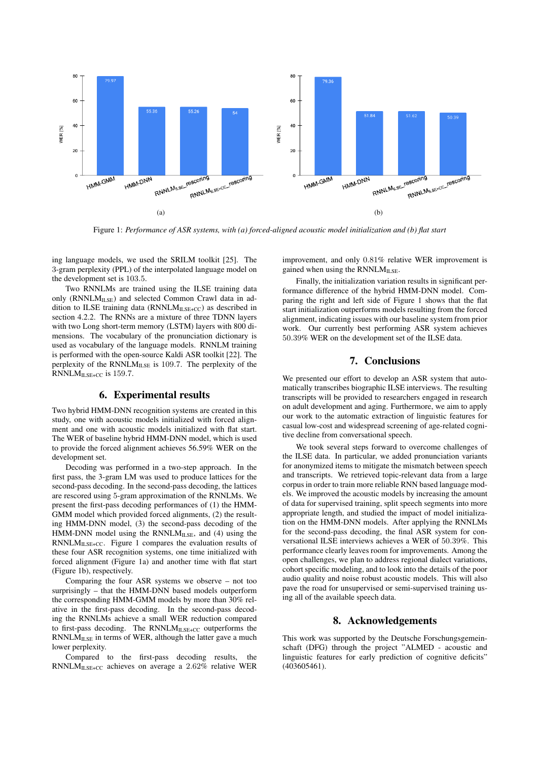Figure 1: *Performance of ASR systems, with (a) forced-aligned acoustic model initialization and (b) flat start*

ing language models, we used the SRILM toolkit [25]. The 3-gram perplexity (PPL) of the interpolated language model on the development set is 103.5.

Two RNNLMs are trained using the ILSE training data only ($\text{RNNLM}_{\text{ILSE}}$) and selected Common Crawl data in addition to ILSE training data ($\text{RNNLM}_{\text{ILSE+CC}}$) as described in section 4.2.2. The RNNs are a mixture of three TDNN layers with two Long short-term memory (LSTM) layers with 800 dimensions. The vocabulary of the pronunciation dictionary is used as vocabulary of the language models. RNNLM training is performed with the open-source Kaldi ASR toolkit [22]. The perplexity of the $\text{RNNLM}_{\text{ILSE}}$ is 109.7. The perplexity of the $\text{RNNLM}_{\text{ILSE+CC}}$ is 159.7.

## 6. Experimental results

Two hybrid HMM-DNN recognition systems are created in this study, one with acoustic models initialized with forced alignment and one with acoustic models initialized with flat start. The WER of baseline hybrid HMM-DNN model, which is used to provide the forced alignment achieves 56.59% WER on the development set.

Decoding was performed in a two-step approach. In the first pass, the 3-gram LM was used to produce lattices for the second-pass decoding. In the second-pass decoding, the lattices are rescored using 5-gram approximation of the RNNLMs. We present the first-pass decoding performances of (1) the HMM-GMM model which provided forced alignments, (2) the resulting HMM-DNN model, (3) the second-pass decoding of the HMM-DNN model using the $\text{RNNLM}_{\text{ILSE}}$, and (4) using the $\text{RNNLM}_{\text{ILSE+CC}}$. Figure 1 compares the evaluation results of these four ASR recognition systems, one time initialized with forced alignment (Figure 1a) and another time with flat start (Figure 1b), respectively.

Comparing the four ASR systems we observe – not too surprisingly – that the HMM-DNN based models outperform the corresponding HMM-GMM models by more than 30% relative in the first-pass decoding. In the second-pass decoding the RNNLMs achieve a small WER reduction compared to first-pass decoding. The $\text{RNNLM}_{\text{ILSE+CC}}$ outperforms the $\text{RNNLM}_{\text{ILSE}}$ in terms of WER, although the latter gave a much lower perplexity.

Compared to the first-pass decoding results, the $\text{RNNLM}_{\text{ILSE+CC}}$ achieves on average a 2.62% relative WER improvement, and only 0.81% relative WER improvement is gained when using the $\text{RNNLM}_{\text{ILSE}}$.

Finally, the initialization variation results in significant performance difference of the hybrid HMM-DNN model. Comparing the right and left side of Figure 1 shows that the flat start initialization outperforms models resulting from the forced alignment, indicating issues with our baseline system from prior work. Our currently best performing ASR system achieves 50.39% WER on the development set of the ILSE data.

## 7. Conclusions

We presented our effort to develop an ASR system that automatically transcribes biographic ILSE interviews. The resulting transcripts will be provided to researchers engaged in research on adult development and aging. Furthermore, we aim to apply our work to the automatic extraction of linguistic features for casual low-cost and widespread screening of age-related cognitive decline from conversational speech.

We took several steps forward to overcome challenges of the ILSE data. In particular, we added pronunciation variants for anonymized items to mitigate the mismatch between speech and transcripts. We retrieved topic-relevant data from a large corpus in order to train more reliable RNN based language models. We improved the acoustic models by increasing the amount of data for supervised training, split speech segments into more appropriate length, and studied the impact of model initialization on the HMM-DNN models. After applying the RNNLMs for the second-pass decoding, the final ASR system for conversational ILSE interviews achieves a WER of 50.39%. This performance clearly leaves room for improvements. Among the open challenges, we plan to address regional dialect variations, cohort specific modeling, and to look into the details of the poor audio quality and noise robust acoustic models. This will also pave the road for unsupervised or semi-supervised training using all of the available speech data.

## 8. Acknowledgements

This work was supported by the Deutsche Forschungsgemeinschaft (DFG) through the project "ALMED - acoustic and linguistic features for early prediction of cognitive deficits" (403605461).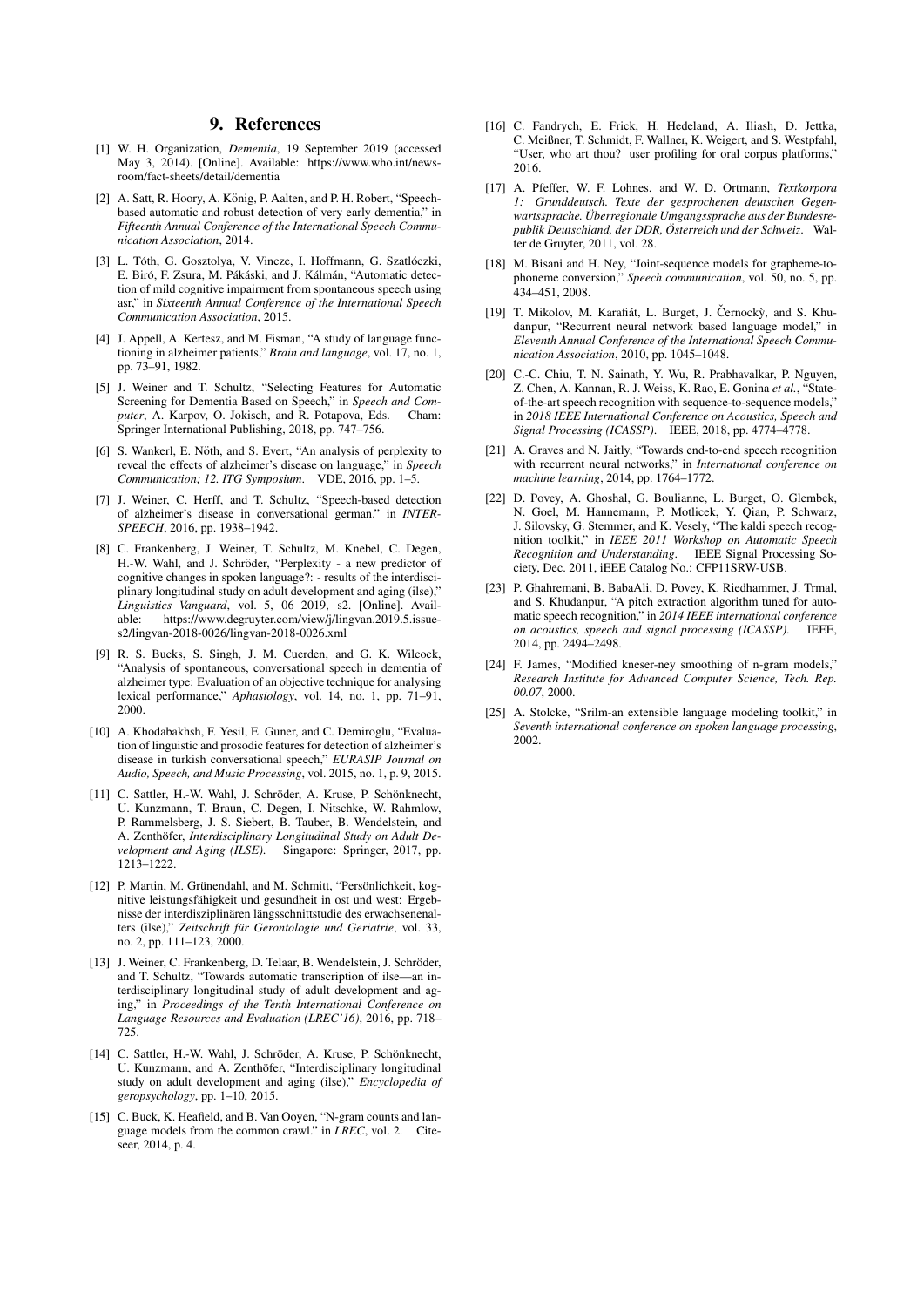## 9. References

[1] W. H. Organization, *Dementia*, 19 September 2019 (accessed May 3, 2014). [Online]. Available: https://www.who.int/news-room/fact-sheets/detail/dementia

[2] A. Satt, R. Hoory, A. König, P. Aalten, and P. H. Robert, "Speech-based automatic and robust detection of very early dementia," in *Fifteenth Annual Conference of the International Speech Communication Association*, 2014.

[3] L. Tóth, G. Gosztolya, V. Vincze, I. Hoffmann, G. Szatlóczki, E. Biró, F. Zsura, M. Pákáski, and J. Kálmán, "Automatic detection of mild cognitive impairment from spontaneous speech using asr," in *Sixteenth Annual Conference of the International Speech Communication Association*, 2015.

[4] J. Appell, A. Kertesz, and M. Fisman, "A study of language functioning in alzheimer patients," *Brain and language*, vol. 17, no. 1, pp. 73–91, 1982.

[5] J. Weiner and T. Schultz, "Selecting Features for Automatic Screening for Dementia Based on Speech," in *Speech and Computer*, A. Karpov, O. Jokisch, and R. Potapova, Eds. Cham: Springer International Publishing, 2018, pp. 747–756.

[6] S. Wankerl, E. Nöth, and S. Evert, "An analysis of perplexity to reveal the effects of alzheimer's disease on language," in *Speech Communication; 12. ITG Symposium*. VDE, 2016, pp. 1–5.

[7] J. Weiner, C. Herff, and T. Schultz, "Speech-based detection of alzheimer's disease in conversational german." in *INTER-SPEECH*, 2016, pp. 1938–1942.

[8] C. Frankenberg, J. Weiner, T. Schultz, M. Knebel, C. Degen, H.-W. Wahl, and J. Schröder, "Perplexity - a new predictor of cognitive changes in spoken language?: - results of the interdisciplinary longitudinal study on adult development and aging (ilse)," *Linguistics Vanguard*, vol. 5, 06 2019, s2. [Online]. Available: https://www.degruyter.com/view/j/lingvan.2019.5.issue-s2/lingvan-2018-0026/lingvan-2018-0026.xml

[9] R. S. Bucks, S. Singh, J. M. Cuerden, and G. K. Wilcock, "Analysis of spontaneous, conversational speech in dementia of alzheimer type: Evaluation of an objective technique for analysing lexical performance," *Aphasiology*, vol. 14, no. 1, pp. 71–91, 2000.

[10] A. Khodabakhsh, F. Yesil, E. Guner, and C. Demiroglu, "Evaluation of linguistic and prosodic features for detection of alzheimer's disease in turkish conversational speech," *EURASIP Journal on Audio, Speech, and Music Processing*, vol. 2015, no. 1, p. 9, 2015.

[11] C. Sattler, H.-W. Wahl, J. Schröder, A. Kruse, P. Schönknecht, U. Kunzmann, T. Braun, C. Degen, I. Nitschke, W. Rahmlow, P. Rammelsberg, J. S. Siebert, B. Tauber, B. Wendelstein, and A. Zenthöfer, *Interdisciplinary Longitudinal Study on Adult Development and Aging (ILSE)*. Singapore: Springer, 2017, pp. 1213–1222.

[12] P. Martin, M. Grünendahl, and M. Schmitt, "Persönlichkeit, kognitive leistungsfähigkeit und gesundheit in ost und west: Ergebnisse der interdisziplinären längsschnittstudie des erwachsenenalters (ilse)," *Zeitschrift für Gerontologie und Geriatrie*, vol. 33, no. 2, pp. 111–123, 2000.

[13] J. Weiner, C. Frankenberg, D. Telaar, B. Wendelstein, J. Schröder, and T. Schultz, "Towards automatic transcription of ilse—an interdisciplinary longitudinal study of adult development and aging," in *Proceedings of the Tenth International Conference on Language Resources and Evaluation (LREC'16)*, 2016, pp. 718–725.

[14] C. Sattler, H.-W. Wahl, J. Schröder, A. Kruse, P. Schönknecht, U. Kunzmann, and A. Zenthöfer, "Interdisciplinary longitudinal study on adult development and aging (ilse)," *Encyclopedia of geropsychology*, pp. 1–10, 2015.

[15] C. Buck, K. Heafield, and B. Van Ooyen, "N-gram counts and language models from the common crawl." in *LREC*, vol. 2. Citeseer, 2014, p. 4.

[16] C. Fandrych, E. Frick, H. Hedeland, A. Iliash, D. Jettka, C. Meißner, T. Schmidt, F. Wallner, K. Weigert, and S. Westpfahl, "User, who art thou? user profiling for oral corpus platforms," 2016.

[17] A. Pfeffer, W. F. Lohnes, and W. D. Ortmann, *Textkorpora 1: Grunddeutsch. Texte der gesprochenen deutschen Gegenwartssprache. Überregionale Umgangssprache aus der Bundesrepublik Deutschland, der DDR, Österreich und der Schweiz*. Walter de Gruyter, 2011, vol. 28.

[18] M. Bisani and H. Ney, "Joint-sequence models for grapheme-to-phoneme conversion," *Speech communication*, vol. 50, no. 5, pp. 434–451, 2008.

[19] T. Mikolov, M. Karafiát, L. Burget, J. Černockỳ, and S. Khudanpur, "Recurrent neural network based language model," in *Eleventh Annual Conference of the International Speech Communication Association*, 2010, pp. 1045–1048.

[20] C.-C. Chiu, T. N. Sainath, Y. Wu, R. Prabhavalkar, P. Nguyen, Z. Chen, A. Kannan, R. J. Weiss, K. Rao, E. Gonina *et al.*, "State-of-the-art speech recognition with sequence-to-sequence models," in *2018 IEEE International Conference on Acoustics, Speech and Signal Processing (ICASSP)*. IEEE, 2018, pp. 4774–4778.

[21] A. Graves and N. Jaitly, "Towards end-to-end speech recognition with recurrent neural networks," in *International conference on machine learning*, 2014, pp. 1764–1772.

[22] D. Povey, A. Ghoshal, G. Boulianne, L. Burget, O. Glembek, N. Goel, M. Hannemann, P. Motlicek, Y. Qian, P. Schwarz, J. Silovsky, G. Stemmer, and K. Vesely, "The kaldi speech recognition toolkit," in *IEEE 2011 Workshop on Automatic Speech Recognition and Understanding*. IEEE Signal Processing Society, Dec. 2011, iEEE Catalog No.: CFP11SRW-USB.

[23] P. Ghahremani, B. BabaAli, D. Povey, K. Riedhammer, J. Trmal, and S. Khudanpur, "A pitch extraction algorithm tuned for automatic speech recognition," in *2014 IEEE international conference on acoustics, speech and signal processing (ICASSP)*. IEEE, 2014, pp. 2494–2498.

[24] F. James, "Modified kneser-ney smoothing of n-gram models," *Research Institute for Advanced Computer Science, Tech. Rep. 00.07*, 2000.

[25] A. Stolcke, "Srilm-an extensible language modeling toolkit," in *Seventh international conference on spoken language processing*, 2002.